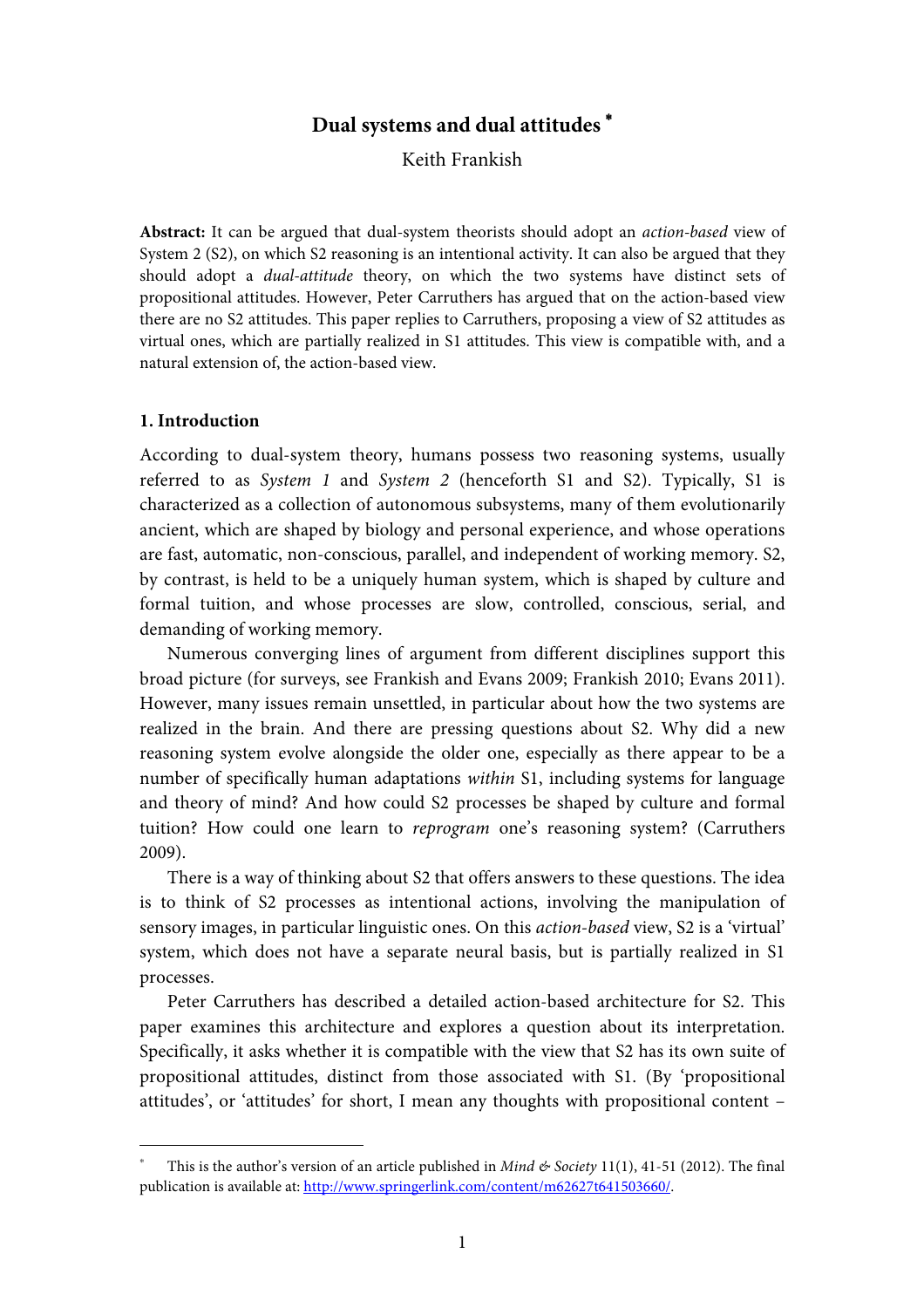# Dual systems and dual attitudes [*]

Keith Frankish

**Abstract:** It can be argued that dual-system theorists should adopt an *action-based* view of System 2 (S2), on which S2 reasoning is an intentional activity. It can also be argued that they should adopt a *dual-attitude* theory, on which the two systems have distinct sets of propositional attitudes. However, Peter Carruthers has argued that on the action-based view there are no S2 attitudes. This paper replies to Carruthers, proposing a view of S2 attitudes as virtual ones, which are partially realized in S1 attitudes. This view is compatible with, and a natural extension of, the action-based view.

## 1. Introduction

According to dual-system theory, humans possess two reasoning systems, usually referred to as *System 1* and *System 2* (henceforth S1 and S2). Typically, S1 is characterized as a collection of autonomous subsystems, many of them evolutionarily ancient, which are shaped by biology and personal experience, and whose operations are fast, automatic, non-conscious, parallel, and independent of working memory. S2, by contrast, is held to be a uniquely human system, which is shaped by culture and formal tuition, and whose processes are slow, controlled, conscious, serial, and demanding of working memory.

Numerous converging lines of argument from different disciplines support this broad picture (for surveys, see Frankish and Evans 2009; Frankish 2010; Evans 2011). However, many issues remain unsettled, in particular about how the two systems are realized in the brain. And there are pressing questions about S2. Why did a new reasoning system evolve alongside the older one, especially as there appear to be a number of specifically human adaptations *within* S1, including systems for language and theory of mind? And how could S2 processes be shaped by culture and formal tuition? How could one learn to *reprogram* one's reasoning system? (Carruthers 2009).

There is a way of thinking about S2 that offers answers to these questions. The idea is to think of S2 processes as intentional actions, involving the manipulation of sensory images, in particular linguistic ones. On this *action-based* view, S2 is a 'virtual' system, which does not have a separate neural basis, but is partially realized in S1 processes.

Peter Carruthers has described a detailed action-based architecture for S2. This paper examines this architecture and explores a question about its interpretation. Specifically, it asks whether it is compatible with the view that S2 has its own suite of propositional attitudes, distinct from those associated with S1. (By 'propositional attitudes', or 'attitudes' for short, I mean any thoughts with propositional content –

---

[*] This is the author's version of an article published in *Mind & Society* 11(1), 41-51 (2012). The final publication is available at: http://www.springerlink.com/content/m62627t641503660/.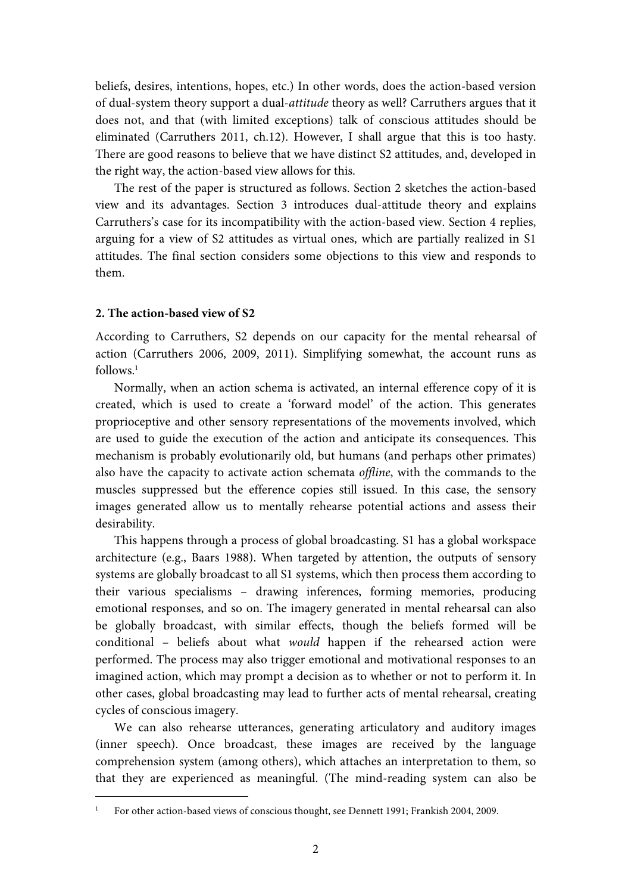beliefs, desires, intentions, hopes, etc.) In other words, does the action-based version of dual-system theory support a dual-*attitude* theory as well? Carruthers argues that it does not, and that (with limited exceptions) talk of conscious attitudes should be eliminated (Carruthers 2011, ch.12). However, I shall argue that this is too hasty. There are good reasons to believe that we have distinct S2 attitudes, and, developed in the right way, the action-based view allows for this.

The rest of the paper is structured as follows. Section 2 sketches the action-based view and its advantages. Section 3 introduces dual-attitude theory and explains Carruthers's case for its incompatibility with the action-based view. Section 4 replies, arguing for a view of S2 attitudes as virtual ones, which are partially realized in S1 attitudes. The final section considers some objections to this view and responds to them.

## 2. The action-based view of S2

According to Carruthers, S2 depends on our capacity for the mental rehearsal of action (Carruthers 2006, 2009, 2011). Simplifying somewhat, the account runs as follows.[1]

Normally, when an action schema is activated, an internal efference copy of it is created, which is used to create a 'forward model' of the action. This generates proprioceptive and other sensory representations of the movements involved, which are used to guide the execution of the action and anticipate its consequences. This mechanism is probably evolutionarily old, but humans (and perhaps other primates) also have the capacity to activate action schemata *offline*, with the commands to the muscles suppressed but the efference copies still issued. In this case, the sensory images generated allow us to mentally rehearse potential actions and assess their desirability.

This happens through a process of global broadcasting. S1 has a global workspace architecture (e.g., Baars 1988). When targeted by attention, the outputs of sensory systems are globally broadcast to all S1 systems, which then process them according to their various specialisms – drawing inferences, forming memories, producing emotional responses, and so on. The imagery generated in mental rehearsal can also be globally broadcast, with similar effects, though the beliefs formed will be conditional – beliefs about what *would* happen if the rehearsed action were performed. The process may also trigger emotional and motivational responses to an imagined action, which may prompt a decision as to whether or not to perform it. In other cases, global broadcasting may lead to further acts of mental rehearsal, creating cycles of conscious imagery.

We can also rehearse utterances, generating articulatory and auditory images (inner speech). Once broadcast, these images are received by the language comprehension system (among others), which attaches an interpretation to them, so that they are experienced as meaningful. (The mind-reading system can also be

[1] For other action-based views of conscious thought, see Dennett 1991; Frankish 2004, 2009.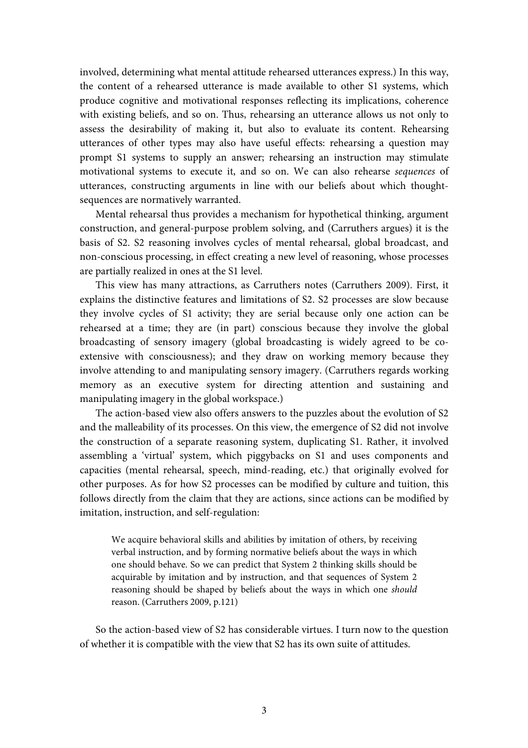involved, determining what mental attitude rehearsed utterances express.) In this way, the content of a rehearsed utterance is made available to other S1 systems, which produce cognitive and motivational responses reflecting its implications, coherence with existing beliefs, and so on. Thus, rehearsing an utterance allows us not only to assess the desirability of making it, but also to evaluate its content. Rehearsing utterances of other types may also have useful effects: rehearsing a question may prompt S1 systems to supply an answer; rehearsing an instruction may stimulate motivational systems to execute it, and so on. We can also rehearse *sequences* of utterances, constructing arguments in line with our beliefs about which thought-sequences are normatively warranted.

Mental rehearsal thus provides a mechanism for hypothetical thinking, argument construction, and general-purpose problem solving, and (Carruthers argues) it is the basis of S2. S2 reasoning involves cycles of mental rehearsal, global broadcast, and non-conscious processing, in effect creating a new level of reasoning, whose processes are partially realized in ones at the S1 level.

This view has many attractions, as Carruthers notes (Carruthers 2009). First, it explains the distinctive features and limitations of S2. S2 processes are slow because they involve cycles of S1 activity; they are serial because only one action can be rehearsed at a time; they are (in part) conscious because they involve the global broadcasting of sensory imagery (global broadcasting is widely agreed to be co-extensive with consciousness); and they draw on working memory because they involve attending to and manipulating sensory imagery. (Carruthers regards working memory as an executive system for directing attention and sustaining and manipulating imagery in the global workspace.)

The action-based view also offers answers to the puzzles about the evolution of S2 and the malleability of its processes. On this view, the emergence of S2 did not involve the construction of a separate reasoning system, duplicating S1. Rather, it involved assembling a 'virtual' system, which piggybacks on S1 and uses components and capacities (mental rehearsal, speech, mind-reading, etc.) that originally evolved for other purposes. As for how S2 processes can be modified by culture and tuition, this follows directly from the claim that they are actions, since actions can be modified by imitation, instruction, and self-regulation:

> We acquire behavioral skills and abilities by imitation of others, by receiving verbal instruction, and by forming normative beliefs about the ways in which one should behave. So we can predict that System 2 thinking skills should be acquirable by imitation and by instruction, and that sequences of System 2 reasoning should be shaped by beliefs about the ways in which one *should* reason. (Carruthers 2009, p.121)

So the action-based view of S2 has considerable virtues. I turn now to the question of whether it is compatible with the view that S2 has its own suite of attitudes.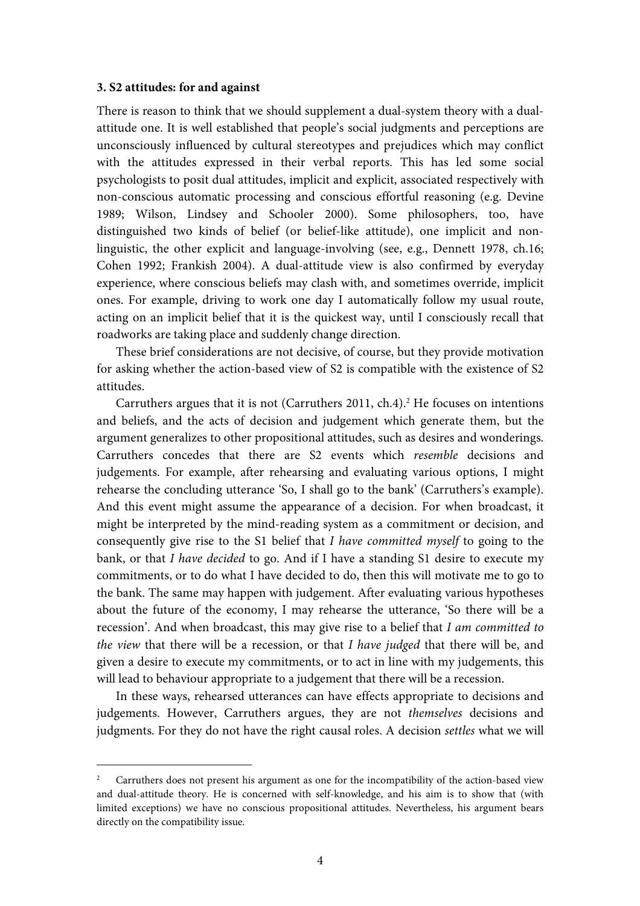### 3. S2 attitudes: for and against

There is reason to think that we should supplement a dual-system theory with a dual-attitude one. It is well established that people's social judgments and perceptions are unconsciously influenced by cultural stereotypes and prejudices which may conflict with the attitudes expressed in their verbal reports. This has led some social psychologists to posit dual attitudes, implicit and explicit, associated respectively with non-conscious automatic processing and conscious effortful reasoning (e.g. Devine 1989; Wilson, Lindsey and Schooler 2000). Some philosophers, too, have distinguished two kinds of belief (or belief-like attitude), one implicit and non-linguistic, the other explicit and language-involving (see, e.g., Dennett 1978, ch.16; Cohen 1992; Frankish 2004). A dual-attitude view is also confirmed by everyday experience, where conscious beliefs may clash with, and sometimes override, implicit ones. For example, driving to work one day I automatically follow my usual route, acting on an implicit belief that it is the quickest way, until I consciously recall that roadworks are taking place and suddenly change direction.

These brief considerations are not decisive, of course, but they provide motivation for asking whether the action-based view of S2 is compatible with the existence of S2 attitudes.

Carruthers argues that it is not (Carruthers 2011, ch.4).[2] He focuses on intentions and beliefs, and the acts of decision and judgement which generate them, but the argument generalizes to other propositional attitudes, such as desires and wonderings. Carruthers concedes that there are S2 events which *resemble* decisions and judgements. For example, after rehearsing and evaluating various options, I might rehearse the concluding utterance 'So, I shall go to the bank' (Carruthers's example). And this event might assume the appearance of a decision. For when broadcast, it might be interpreted by the mind-reading system as a commitment or decision, and consequently give rise to the S1 belief that *I have committed myself* to going to the bank, or that *I have decided* to go. And if I have a standing S1 desire to execute my commitments, or to do what I have decided to do, then this will motivate me to go to the bank. The same may happen with judgement. After evaluating various hypotheses about the future of the economy, I may rehearse the utterance, 'So there will be a recession'. And when broadcast, this may give rise to a belief that *I am committed to the view* that there will be a recession, or that *I have judged* that there will be, and given a desire to execute my commitments, or to act in line with my judgements, this will lead to behaviour appropriate to a judgement that there will be a recession.

In these ways, rehearsed utterances can have effects appropriate to decisions and judgements. However, Carruthers argues, they are not *themselves* decisions and judgments. For they do not have the right causal roles. A decision *settles* what we will

---

[2] Carruthers does not present his argument as one for the incompatibility of the action-based view and dual-attitude theory. He is concerned with self-knowledge, and his aim is to show that (with limited exceptions) we have no conscious propositional attitudes. Nevertheless, his argument bears directly on the compatibility issue.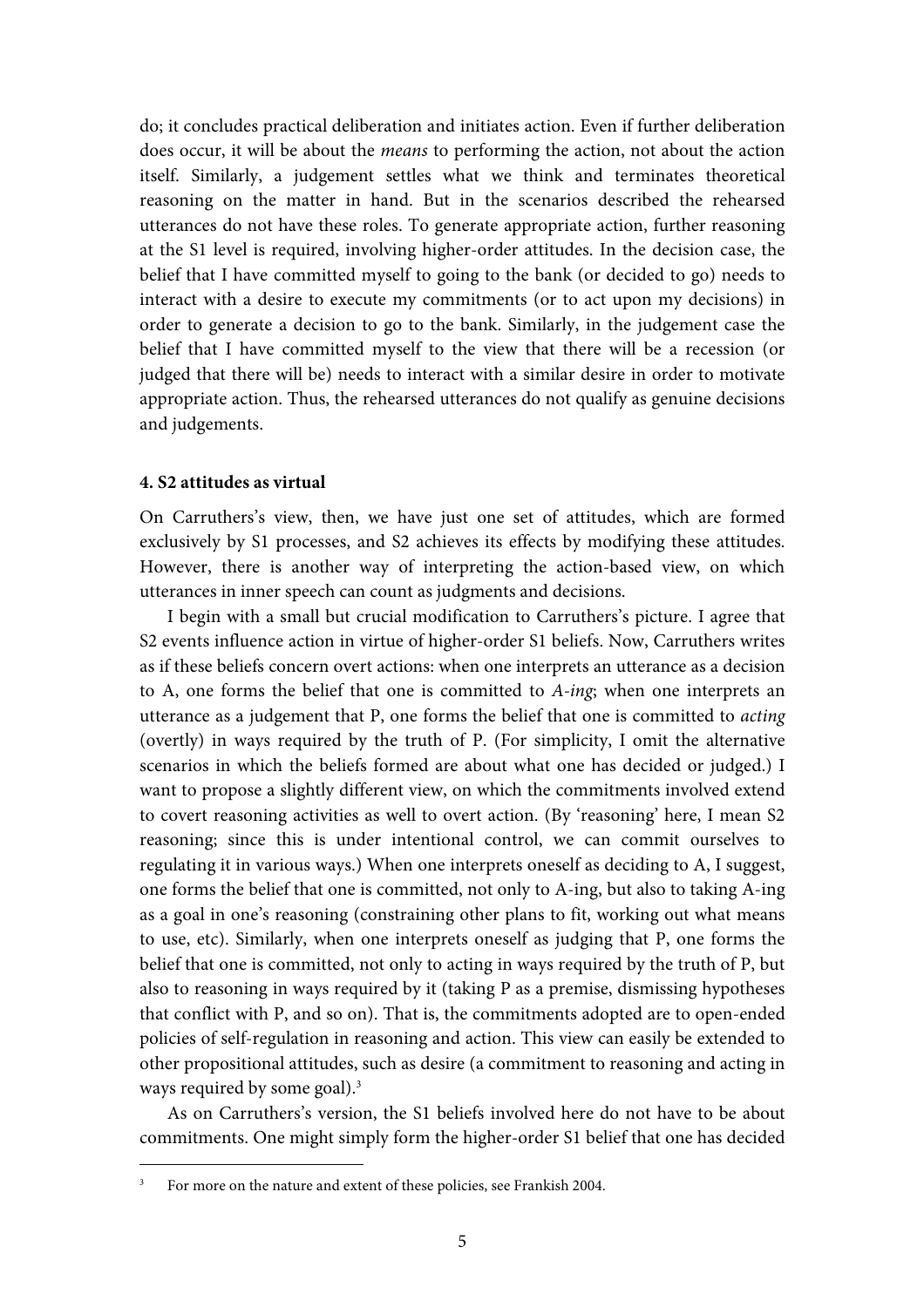do; it concludes practical deliberation and initiates action. Even if further deliberation does occur, it will be about the *means* to performing the action, not about the action itself. Similarly, a judgement settles what we think and terminates theoretical reasoning on the matter in hand. But in the scenarios described the rehearsed utterances do not have these roles. To generate appropriate action, further reasoning at the S1 level is required, involving higher-order attitudes. In the decision case, the belief that I have committed myself to going to the bank (or decided to go) needs to interact with a desire to execute my commitments (or to act upon my decisions) in order to generate a decision to go to the bank. Similarly, in the judgement case the belief that I have committed myself to the view that there will be a recession (or judged that there will be) needs to interact with a similar desire in order to motivate appropriate action. Thus, the rehearsed utterances do not qualify as genuine decisions and judgements.

**4. S2 attitudes as virtual**

On Carruthers's view, then, we have just one set of attitudes, which are formed exclusively by S1 processes, and S2 achieves its effects by modifying these attitudes. However, there is another way of interpreting the action-based view, on which utterances in inner speech can count as judgments and decisions.

I begin with a small but crucial modification to Carruthers's picture. I agree that S2 events influence action in virtue of higher-order S1 beliefs. Now, Carruthers writes as if these beliefs concern overt actions: when one interprets an utterance as a decision to A, one forms the belief that one is committed to *A-ing*; when one interprets an utterance as a judgement that P, one forms the belief that one is committed to *acting* (overtly) in ways required by the truth of P. (For simplicity, I omit the alternative scenarios in which the beliefs formed are about what one has decided or judged.) I want to propose a slightly different view, on which the commitments involved extend to covert reasoning activities as well to overt action. (By 'reasoning' here, I mean S2 reasoning; since this is under intentional control, we can commit ourselves to regulating it in various ways.) When one interprets oneself as deciding to A, I suggest, one forms the belief that one is committed, not only to A-ing, but also to taking A-ing as a goal in one's reasoning (constraining other plans to fit, working out what means to use, etc). Similarly, when one interprets oneself as judging that P, one forms the belief that one is committed, not only to acting in ways required by the truth of P, but also to reasoning in ways required by it (taking P as a premise, dismissing hypotheses that conflict with P, and so on). That is, the commitments adopted are to open-ended policies of self-regulation in reasoning and action. This view can easily be extended to other propositional attitudes, such as desire (a commitment to reasoning and acting in ways required by some goal).[3]

As on Carruthers's version, the S1 beliefs involved here do not have to be about commitments. One might simply form the higher-order S1 belief that one has decided

[3] For more on the nature and extent of these policies, see Frankish 2004.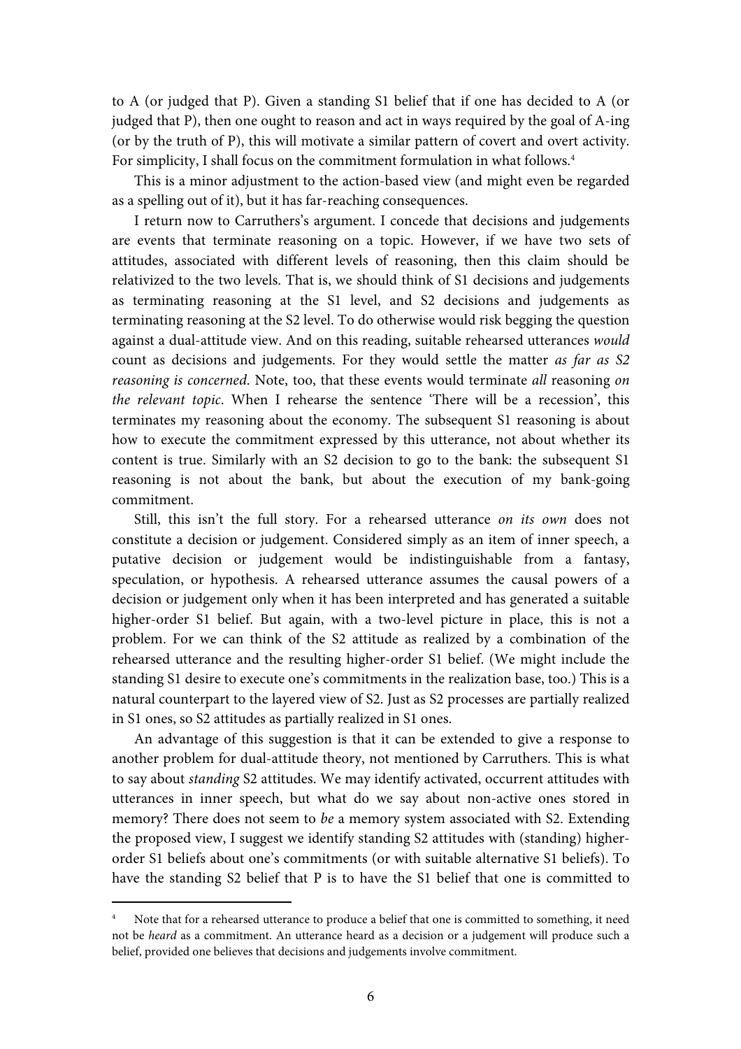to A (or judged that P). Given a standing S1 belief that if one has decided to A (or judged that P), then one ought to reason and act in ways required by the goal of A-ing (or by the truth of P), this will motivate a similar pattern of covert and overt activity. For simplicity, I shall focus on the commitment formulation in what follows.[4]

This is a minor adjustment to the action-based view (and might even be regarded as a spelling out of it), but it has far-reaching consequences.

I return now to Carruthers's argument. I concede that decisions and judgements are events that terminate reasoning on a topic. However, if we have two sets of attitudes, associated with different levels of reasoning, then this claim should be relativized to the two levels. That is, we should think of S1 decisions and judgements as terminating reasoning at the S1 level, and S2 decisions and judgements as terminating reasoning at the S2 level. To do otherwise would risk begging the question against a dual-attitude view. And on this reading, suitable rehearsed utterances *would* count as decisions and judgements. For they would settle the matter *as far as S2 reasoning is concerned*. Note, too, that these events would terminate *all* reasoning *on the relevant topic*. When I rehearse the sentence 'There will be a recession', this terminates my reasoning about the economy. The subsequent S1 reasoning is about how to execute the commitment expressed by this utterance, not about whether its content is true. Similarly with an S2 decision to go to the bank: the subsequent S1 reasoning is not about the bank, but about the execution of my bank-going commitment.

Still, this isn't the full story. For a rehearsed utterance *on its own* does not constitute a decision or judgement. Considered simply as an item of inner speech, a putative decision or judgement would be indistinguishable from a fantasy, speculation, or hypothesis. A rehearsed utterance assumes the causal powers of a decision or judgement only when it has been interpreted and has generated a suitable higher-order S1 belief. But again, with a two-level picture in place, this is not a problem. For we can think of the S2 attitude as realized by a combination of the rehearsed utterance and the resulting higher-order S1 belief. (We might include the standing S1 desire to execute one's commitments in the realization base, too.) This is a natural counterpart to the layered view of S2. Just as S2 processes are partially realized in S1 ones, so S2 attitudes as partially realized in S1 ones.

An advantage of this suggestion is that it can be extended to give a response to another problem for dual-attitude theory, not mentioned by Carruthers. This is what to say about *standing* S2 attitudes. We may identify activated, occurrent attitudes with utterances in inner speech, but what do we say about non-active ones stored in memory? There does not seem to *be* a memory system associated with S2. Extending the proposed view, I suggest we identify standing S2 attitudes with (standing) higher-order S1 beliefs about one's commitments (or with suitable alternative S1 beliefs). To have the standing S2 belief that P is to have the S1 belief that one is committed to

[4] Note that for a rehearsed utterance to produce a belief that one is committed to something, it need not be *heard* as a commitment. An utterance heard as a decision or a judgement will produce such a belief, provided one believes that decisions and judgements involve commitment.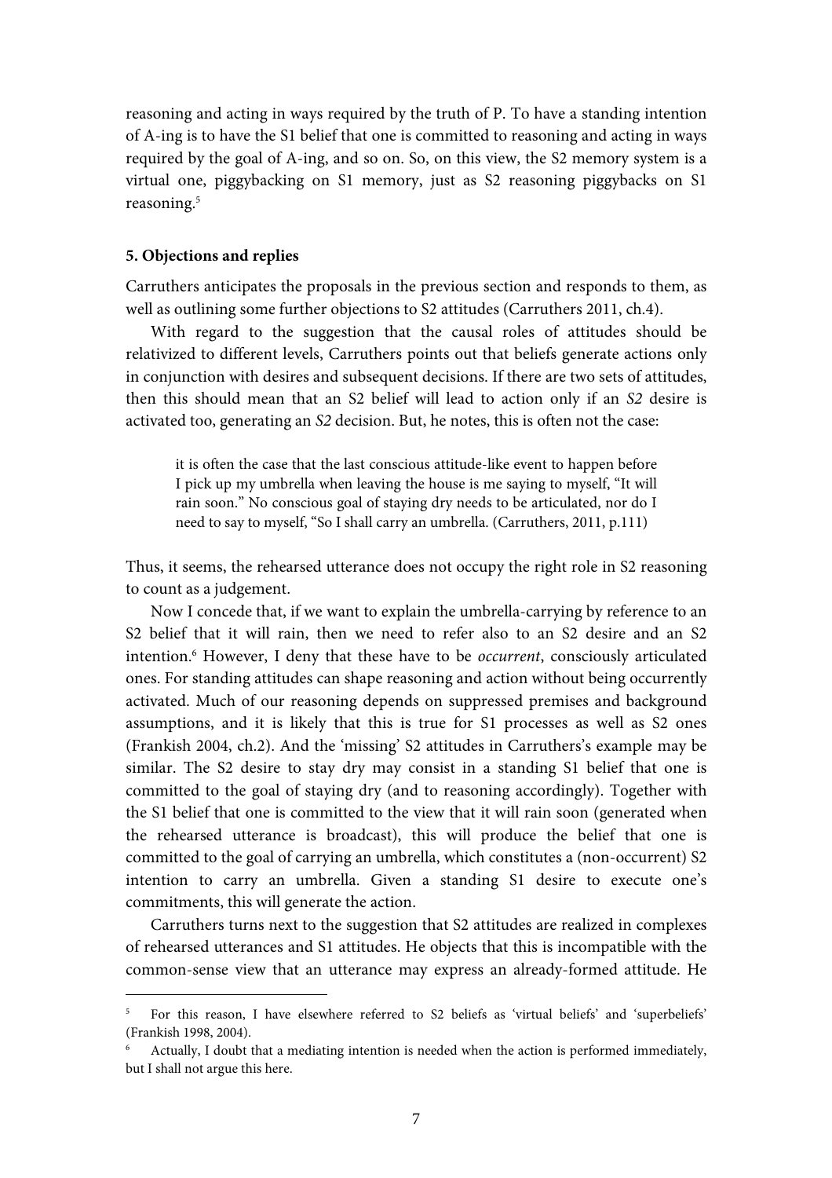reasoning and acting in ways required by the truth of P. To have a standing intention of A-ing is to have the S1 belief that one is committed to reasoning and acting in ways required by the goal of A-ing, and so on. So, on this view, the S2 memory system is a virtual one, piggybacking on S1 memory, just as S2 reasoning piggybacks on S1 reasoning.[5]

### 5. Objections and replies

Carruthers anticipates the proposals in the previous section and responds to them, as well as outlining some further objections to S2 attitudes (Carruthers 2011, ch.4).

With regard to the suggestion that the causal roles of attitudes should be relativized to different levels, Carruthers points out that beliefs generate actions only in conjunction with desires and subsequent decisions. If there are two sets of attitudes, then this should mean that an S2 belief will lead to action only if an *S2* desire is activated too, generating an *S2* decision. But, he notes, this is often not the case:

> it is often the case that the last conscious attitude-like event to happen before I pick up my umbrella when leaving the house is me saying to myself, "It will rain soon." No conscious goal of staying dry needs to be articulated, nor do I need to say to myself, "So I shall carry an umbrella. (Carruthers, 2011, p.111)

Thus, it seems, the rehearsed utterance does not occupy the right role in S2 reasoning to count as a judgement.

Now I concede that, if we want to explain the umbrella-carrying by reference to an S2 belief that it will rain, then we need to refer also to an S2 desire and an S2 intention.[6] However, I deny that these have to be *occurrent*, consciously articulated ones. For standing attitudes can shape reasoning and action without being occurrently activated. Much of our reasoning depends on suppressed premises and background assumptions, and it is likely that this is true for S1 processes as well as S2 ones (Frankish 2004, ch.2). And the 'missing' S2 attitudes in Carruthers's example may be similar. The S2 desire to stay dry may consist in a standing S1 belief that one is committed to the goal of staying dry (and to reasoning accordingly). Together with the S1 belief that one is committed to the view that it will rain soon (generated when the rehearsed utterance is broadcast), this will produce the belief that one is committed to the goal of carrying an umbrella, which constitutes a (non-occurrent) S2 intention to carry an umbrella. Given a standing S1 desire to execute one's commitments, this will generate the action.

Carruthers turns next to the suggestion that S2 attitudes are realized in complexes of rehearsed utterances and S1 attitudes. He objects that this is incompatible with the common-sense view that an utterance may express an already-formed attitude. He

---

[5] For this reason, I have elsewhere referred to S2 beliefs as 'virtual beliefs' and 'superbeliefs' (Frankish 1998, 2004).

[6] Actually, I doubt that a mediating intention is needed when the action is performed immediately, but I shall not argue this here.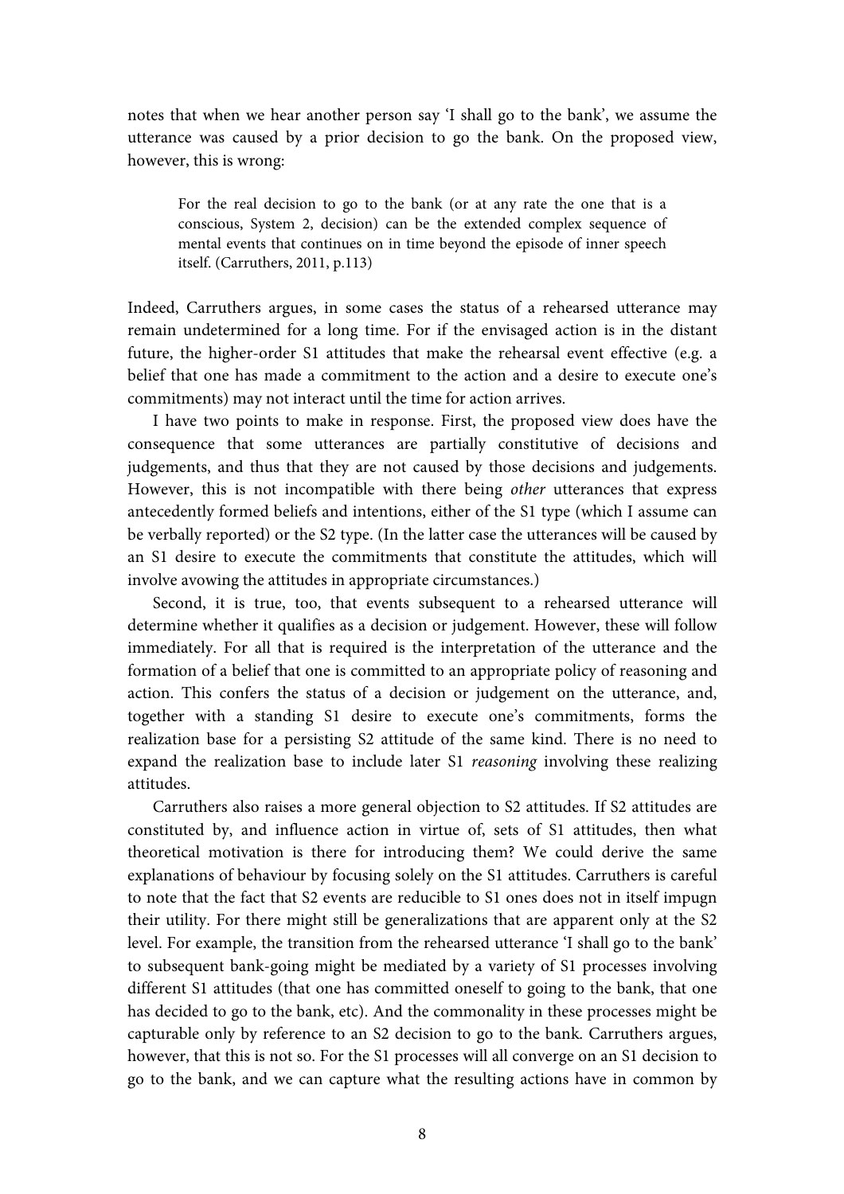notes that when we hear another person say 'I shall go to the bank', we assume the utterance was caused by a prior decision to go the bank. On the proposed view, however, this is wrong:

> For the real decision to go to the bank (or at any rate the one that is a conscious, System 2, decision) can be the extended complex sequence of mental events that continues on in time beyond the episode of inner speech itself. (Carruthers, 2011, p.113)

Indeed, Carruthers argues, in some cases the status of a rehearsed utterance may remain undetermined for a long time. For if the envisaged action is in the distant future, the higher-order S1 attitudes that make the rehearsal event effective (e.g. a belief that one has made a commitment to the action and a desire to execute one's commitments) may not interact until the time for action arrives.

I have two points to make in response. First, the proposed view does have the consequence that some utterances are partially constitutive of decisions and judgements, and thus that they are not caused by those decisions and judgements. However, this is not incompatible with there being *other* utterances that express antecedently formed beliefs and intentions, either of the S1 type (which I assume can be verbally reported) or the S2 type. (In the latter case the utterances will be caused by an S1 desire to execute the commitments that constitute the attitudes, which will involve avowing the attitudes in appropriate circumstances.)

Second, it is true, too, that events subsequent to a rehearsed utterance will determine whether it qualifies as a decision or judgement. However, these will follow immediately. For all that is required is the interpretation of the utterance and the formation of a belief that one is committed to an appropriate policy of reasoning and action. This confers the status of a decision or judgement on the utterance, and, together with a standing S1 desire to execute one's commitments, forms the realization base for a persisting S2 attitude of the same kind. There is no need to expand the realization base to include later S1 *reasoning* involving these realizing attitudes.

Carruthers also raises a more general objection to S2 attitudes. If S2 attitudes are constituted by, and influence action in virtue of, sets of S1 attitudes, then what theoretical motivation is there for introducing them? We could derive the same explanations of behaviour by focusing solely on the S1 attitudes. Carruthers is careful to note that the fact that S2 events are reducible to S1 ones does not in itself impugn their utility. For there might still be generalizations that are apparent only at the S2 level. For example, the transition from the rehearsed utterance 'I shall go to the bank' to subsequent bank-going might be mediated by a variety of S1 processes involving different S1 attitudes (that one has committed oneself to going to the bank, that one has decided to go to the bank, etc). And the commonality in these processes might be capturable only by reference to an S2 decision to go to the bank. Carruthers argues, however, that this is not so. For the S1 processes will all converge on an S1 decision to go to the bank, and we can capture what the resulting actions have in common by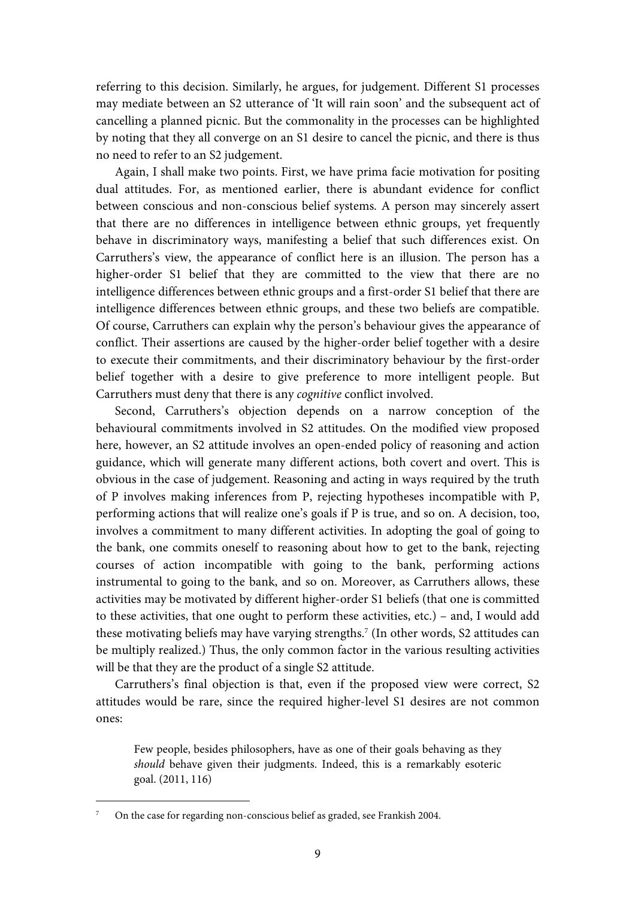referring to this decision. Similarly, he argues, for judgement. Different S1 processes may mediate between an S2 utterance of 'It will rain soon' and the subsequent act of cancelling a planned picnic. But the commonality in the processes can be highlighted by noting that they all converge on an S1 desire to cancel the picnic, and there is thus no need to refer to an S2 judgement.

Again, I shall make two points. First, we have prima facie motivation for positing dual attitudes. For, as mentioned earlier, there is abundant evidence for conflict between conscious and non-conscious belief systems. A person may sincerely assert that there are no differences in intelligence between ethnic groups, yet frequently behave in discriminatory ways, manifesting a belief that such differences exist. On Carruthers's view, the appearance of conflict here is an illusion. The person has a higher-order S1 belief that they are committed to the view that there are no intelligence differences between ethnic groups and a first-order S1 belief that there are intelligence differences between ethnic groups, and these two beliefs are compatible. Of course, Carruthers can explain why the person's behaviour gives the appearance of conflict. Their assertions are caused by the higher-order belief together with a desire to execute their commitments, and their discriminatory behaviour by the first-order belief together with a desire to give preference to more intelligent people. But Carruthers must deny that there is any *cognitive* conflict involved.

Second, Carruthers's objection depends on a narrow conception of the behavioural commitments involved in S2 attitudes. On the modified view proposed here, however, an S2 attitude involves an open-ended policy of reasoning and action guidance, which will generate many different actions, both covert and overt. This is obvious in the case of judgement. Reasoning and acting in ways required by the truth of P involves making inferences from P, rejecting hypotheses incompatible with P, performing actions that will realize one's goals if P is true, and so on. A decision, too, involves a commitment to many different activities. In adopting the goal of going to the bank, one commits oneself to reasoning about how to get to the bank, rejecting courses of action incompatible with going to the bank, performing actions instrumental to going to the bank, and so on. Moreover, as Carruthers allows, these activities may be motivated by different higher-order S1 beliefs (that one is committed to these activities, that one ought to perform these activities, etc.) – and, I would add these motivating beliefs may have varying strengths.[7] (In other words, S2 attitudes can be multiply realized.) Thus, the only common factor in the various resulting activities will be that they are the product of a single S2 attitude.

Carruthers's final objection is that, even if the proposed view were correct, S2 attitudes would be rare, since the required higher-level S1 desires are not common ones:

> Few people, besides philosophers, have as one of their goals behaving as they *should* behave given their judgments. Indeed, this is a remarkably esoteric goal. (2011, 116)

---

[7] On the case for regarding non-conscious belief as graded, see Frankish 2004.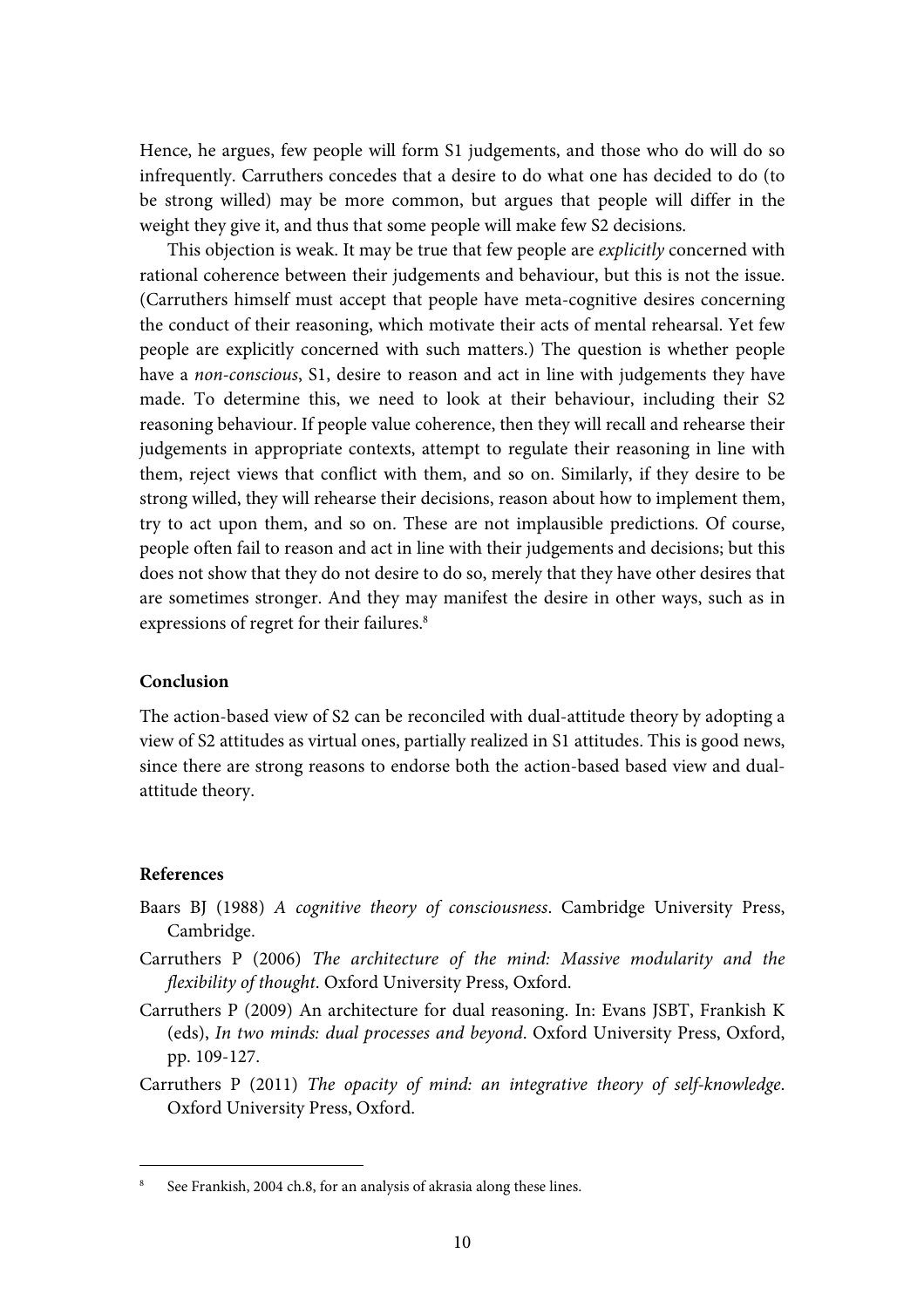Hence, he argues, few people will form S1 judgements, and those who do will do so infrequently. Carruthers concedes that a desire to do what one has decided to do (to be strong willed) may be more common, but argues that people will differ in the weight they give it, and thus that some people will make few S2 decisions.

This objection is weak. It may be true that few people are *explicitly* concerned with rational coherence between their judgements and behaviour, but this is not the issue. (Carruthers himself must accept that people have meta-cognitive desires concerning the conduct of their reasoning, which motivate their acts of mental rehearsal. Yet few people are explicitly concerned with such matters.) The question is whether people have a *non-conscious*, S1, desire to reason and act in line with judgements they have made. To determine this, we need to look at their behaviour, including their S2 reasoning behaviour. If people value coherence, then they will recall and rehearse their judgements in appropriate contexts, attempt to regulate their reasoning in line with them, reject views that conflict with them, and so on. Similarly, if they desire to be strong willed, they will rehearse their decisions, reason about how to implement them, try to act upon them, and so on. These are not implausible predictions. Of course, people often fail to reason and act in line with their judgements and decisions; but this does not show that they do not desire to do so, merely that they have other desires that are sometimes stronger. And they may manifest the desire in other ways, such as in expressions of regret for their failures.[8]

## Conclusion

The action-based view of S2 can be reconciled with dual-attitude theory by adopting a view of S2 attitudes as virtual ones, partially realized in S1 attitudes. This is good news, since there are strong reasons to endorse both the action-based based view and dual-attitude theory.

## References

Baars BJ (1988) *A cognitive theory of consciousness*. Cambridge University Press, Cambridge.

Carruthers P (2006) *The architecture of the mind: Massive modularity and the flexibility of thought*. Oxford University Press, Oxford.

Carruthers P (2009) An architecture for dual reasoning. In: Evans JSBT, Frankish K (eds), *In two minds: dual processes and beyond*. Oxford University Press, Oxford, pp. 109-127.

Carruthers P (2011) *The opacity of mind: an integrative theory of self-knowledge*. Oxford University Press, Oxford.

[8] See Frankish, 2004 ch.8, for an analysis of akrasia along these lines.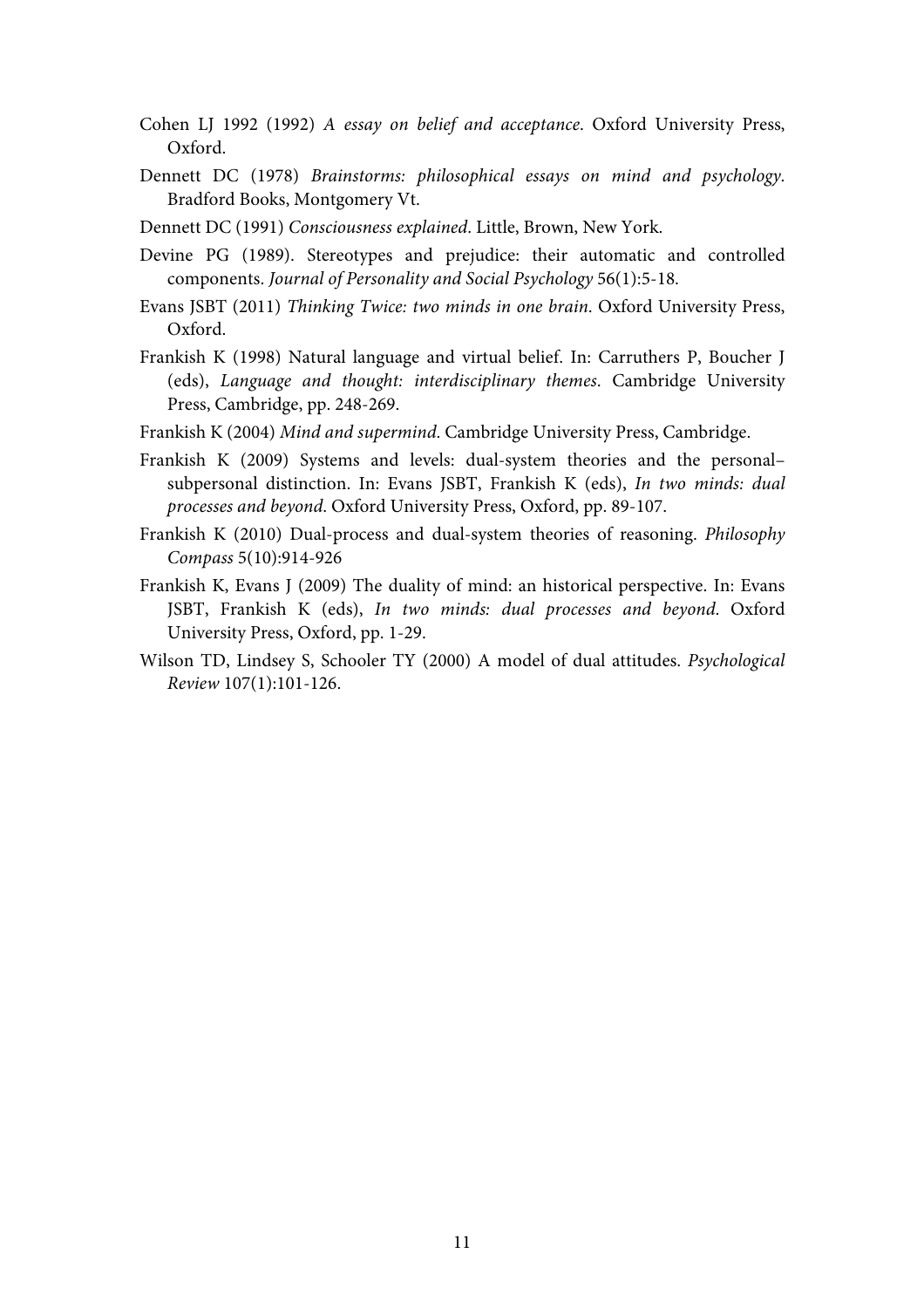Cohen LJ 1992 (1992) *A essay on belief and acceptance*. Oxford University Press, Oxford.

Dennett DC (1978) *Brainstorms: philosophical essays on mind and psychology*. Bradford Books, Montgomery Vt.

Dennett DC (1991) *Consciousness explained*. Little, Brown, New York.

Devine PG (1989). Stereotypes and prejudice: their automatic and controlled components. *Journal of Personality and Social Psychology* 56(1):5-18.

Evans JSBT (2011) *Thinking Twice: two minds in one brain*. Oxford University Press, Oxford.

Frankish K (1998) Natural language and virtual belief. In: Carruthers P, Boucher J (eds), *Language and thought: interdisciplinary themes*. Cambridge University Press, Cambridge, pp. 248-269.

Frankish K (2004) *Mind and supermind*. Cambridge University Press, Cambridge.

Frankish K (2009) Systems and levels: dual-system theories and the personal–subpersonal distinction. In: Evans JSBT, Frankish K (eds), *In two minds: dual processes and beyond*. Oxford University Press, Oxford, pp. 89-107.

Frankish K (2010) Dual-process and dual-system theories of reasoning. *Philosophy Compass* 5(10):914-926

Frankish K, Evans J (2009) The duality of mind: an historical perspective. In: Evans JSBT, Frankish K (eds), *In two minds: dual processes and beyond*. Oxford University Press, Oxford, pp. 1-29.

Wilson TD, Lindsey S, Schooler TY (2000) A model of dual attitudes. *Psychological Review* 107(1):101-126.